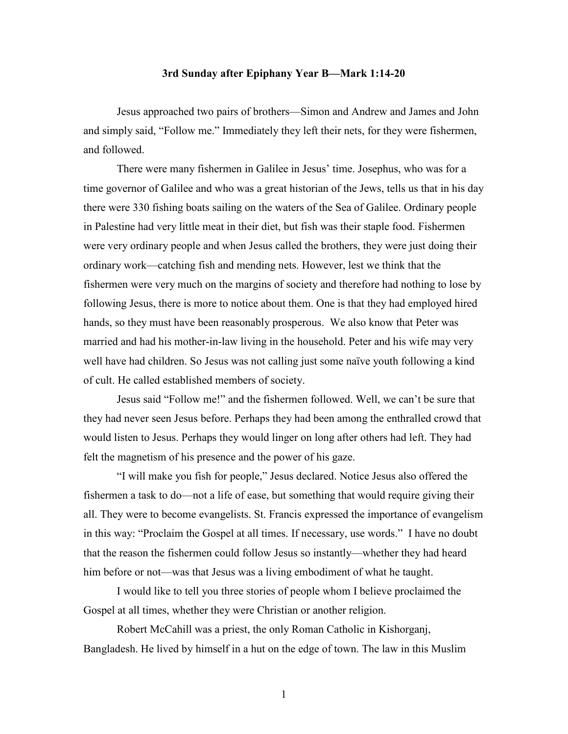**3rd Sunday after Epiphany Year B—Mark 1:14-20**

Jesus approached two pairs of brothers—Simon and Andrew and James and John and simply said, "Follow me." Immediately they left their nets, for they were fishermen, and followed.

There were many fishermen in Galilee in Jesus' time. Josephus, who was for a time governor of Galilee and who was a great historian of the Jews, tells us that in his day there were 330 fishing boats sailing on the waters of the Sea of Galilee. Ordinary people in Palestine had very little meat in their diet, but fish was their staple food. Fishermen were very ordinary people and when Jesus called the brothers, they were just doing their ordinary work—catching fish and mending nets. However, lest we think that the fishermen were very much on the margins of society and therefore had nothing to lose by following Jesus, there is more to notice about them. One is that they had employed hired hands, so they must have been reasonably prosperous. We also know that Peter was married and had his mother-in-law living in the household. Peter and his wife may very well have had children. So Jesus was not calling just some naïve youth following a kind of cult. He called established members of society.

Jesus said "Follow me!" and the fishermen followed. Well, we can't be sure that they had never seen Jesus before. Perhaps they had been among the enthralled crowd that would listen to Jesus. Perhaps they would linger on long after others had left. They had felt the magnetism of his presence and the power of his gaze.

"I will make you fish for people," Jesus declared. Notice Jesus also offered the fishermen a task to do—not a life of ease, but something that would require giving their all. They were to become evangelists. St. Francis expressed the importance of evangelism in this way: "Proclaim the Gospel at all times. If necessary, use words." I have no doubt that the reason the fishermen could follow Jesus so instantly—whether they had heard him before or not—was that Jesus was a living embodiment of what he taught.

I would like to tell you three stories of people whom I believe proclaimed the Gospel at all times, whether they were Christian or another religion.

Robert McCahill was a priest, the only Roman Catholic in Kishorganj, Bangladesh. He lived by himself in a hut on the edge of town. The law in this Muslim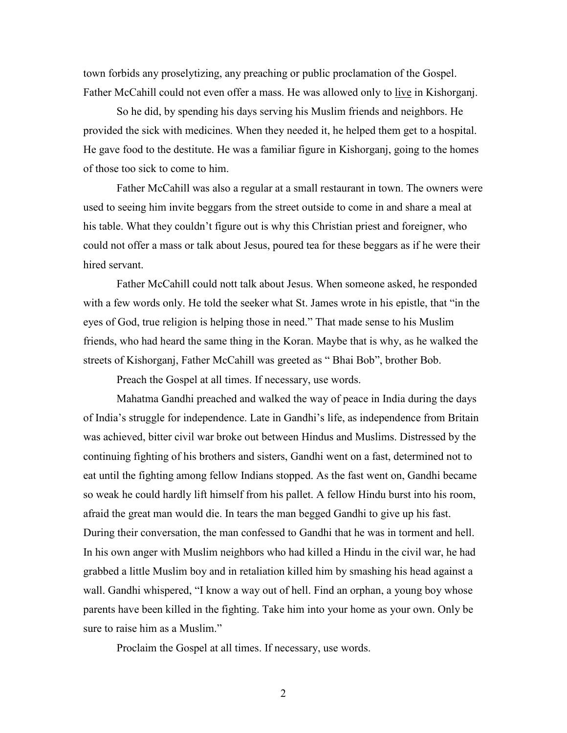town forbids any proselytizing, any preaching or public proclamation of the Gospel. Father McCahill could not even offer a mass. He was allowed only to <u>live</u> in Kishorganj.

So he did, by spending his days serving his Muslim friends and neighbors. He provided the sick with medicines. When they needed it, he helped them get to a hospital. He gave food to the destitute. He was a familiar figure in Kishorganj, going to the homes of those too sick to come to him.

Father McCahill was also a regular at a small restaurant in town. The owners were used to seeing him invite beggars from the street outside to come in and share a meal at his table. What they couldn't figure out is why this Christian priest and foreigner, who could not offer a mass or talk about Jesus, poured tea for these beggars as if he were their hired servant.

Father McCahill could nott talk about Jesus. When someone asked, he responded with a few words only. He told the seeker what St. James wrote in his epistle, that "in the eyes of God, true religion is helping those in need." That made sense to his Muslim friends, who had heard the same thing in the Koran. Maybe that is why, as he walked the streets of Kishorganj, Father McCahill was greeted as " Bhai Bob", brother Bob.

Preach the Gospel at all times. If necessary, use words.

Mahatma Gandhi preached and walked the way of peace in India during the days of India's struggle for independence. Late in Gandhi's life, as independence from Britain was achieved, bitter civil war broke out between Hindus and Muslims. Distressed by the continuing fighting of his brothers and sisters, Gandhi went on a fast, determined not to eat until the fighting among fellow Indians stopped. As the fast went on, Gandhi became so weak he could hardly lift himself from his pallet. A fellow Hindu burst into his room, afraid the great man would die. In tears the man begged Gandhi to give up his fast. During their conversation, the man confessed to Gandhi that he was in torment and hell. In his own anger with Muslim neighbors who had killed a Hindu in the civil war, he had grabbed a little Muslim boy and in retaliation killed him by smashing his head against a wall. Gandhi whispered, "I know a way out of hell. Find an orphan, a young boy whose parents have been killed in the fighting. Take him into your home as your own. Only be sure to raise him as a Muslim."

Proclaim the Gospel at all times. If necessary, use words.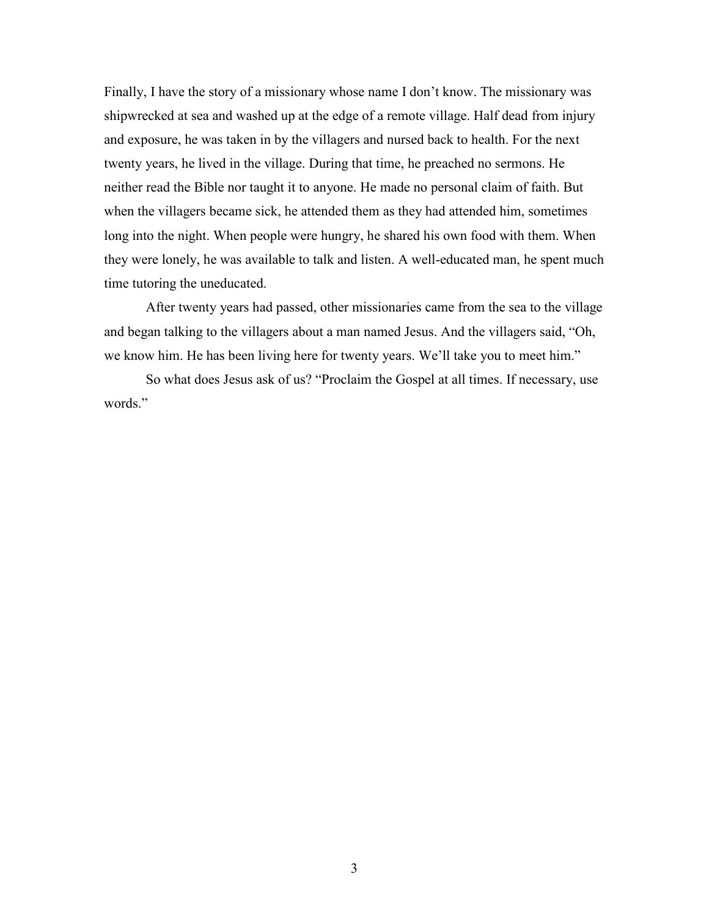Finally, I have the story of a missionary whose name I don't know. The missionary was shipwrecked at sea and washed up at the edge of a remote village. Half dead from injury and exposure, he was taken in by the villagers and nursed back to health. For the next twenty years, he lived in the village. During that time, he preached no sermons. He neither read the Bible nor taught it to anyone. He made no personal claim of faith. But when the villagers became sick, he attended them as they had attended him, sometimes long into the night. When people were hungry, he shared his own food with them. When they were lonely, he was available to talk and listen. A well-educated man, he spent much time tutoring the uneducated.

After twenty years had passed, other missionaries came from the sea to the village and began talking to the villagers about a man named Jesus. And the villagers said, "Oh, we know him. He has been living here for twenty years. We'll take you to meet him."

So what does Jesus ask of us? "Proclaim the Gospel at all times. If necessary, use words."